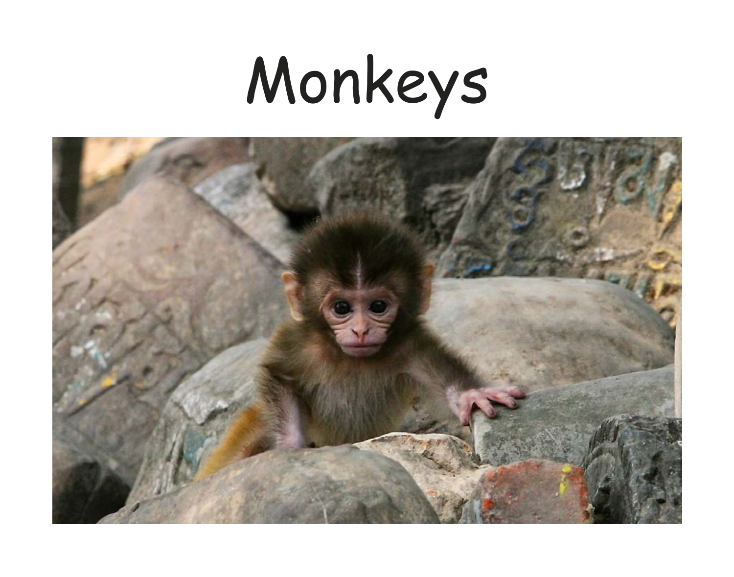# Monkeys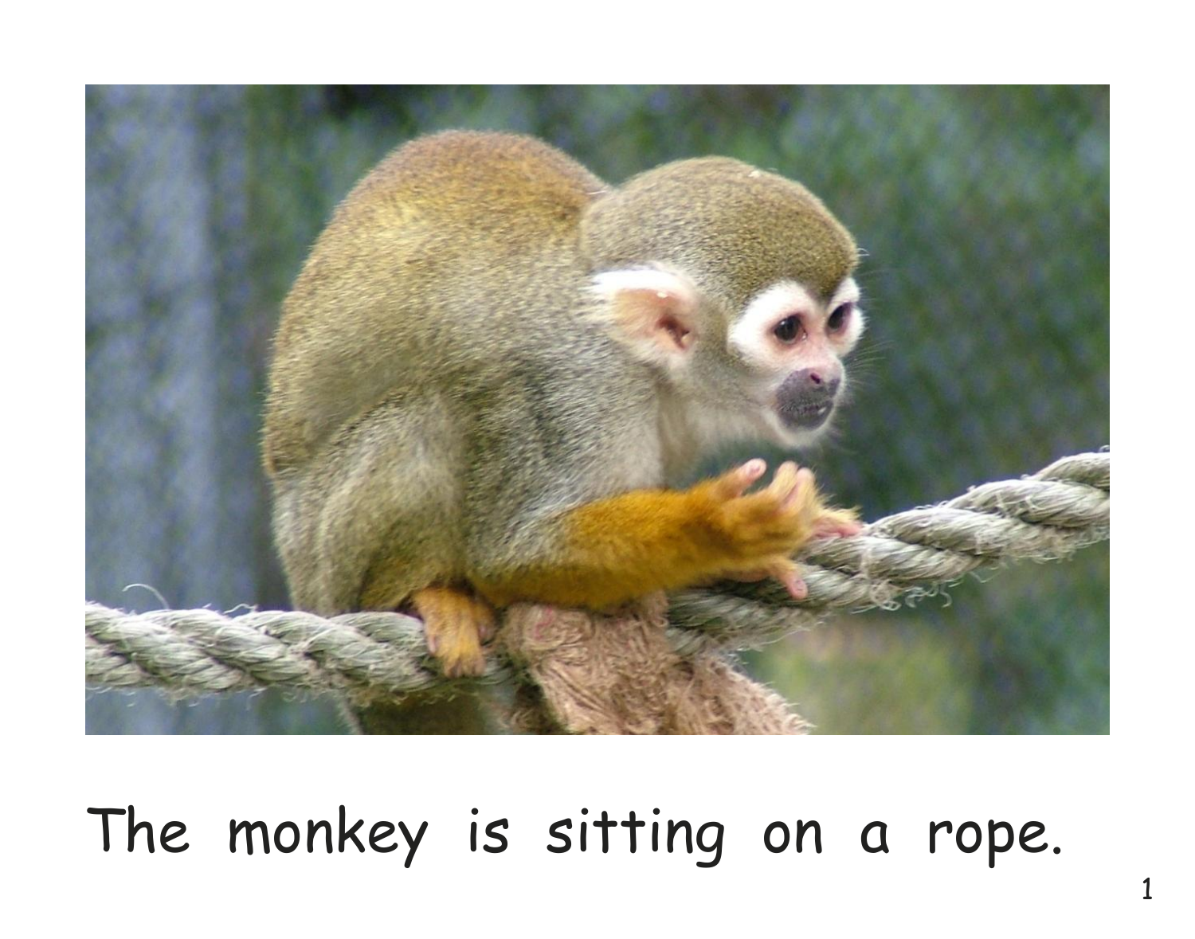The monkey is sitting on a rope.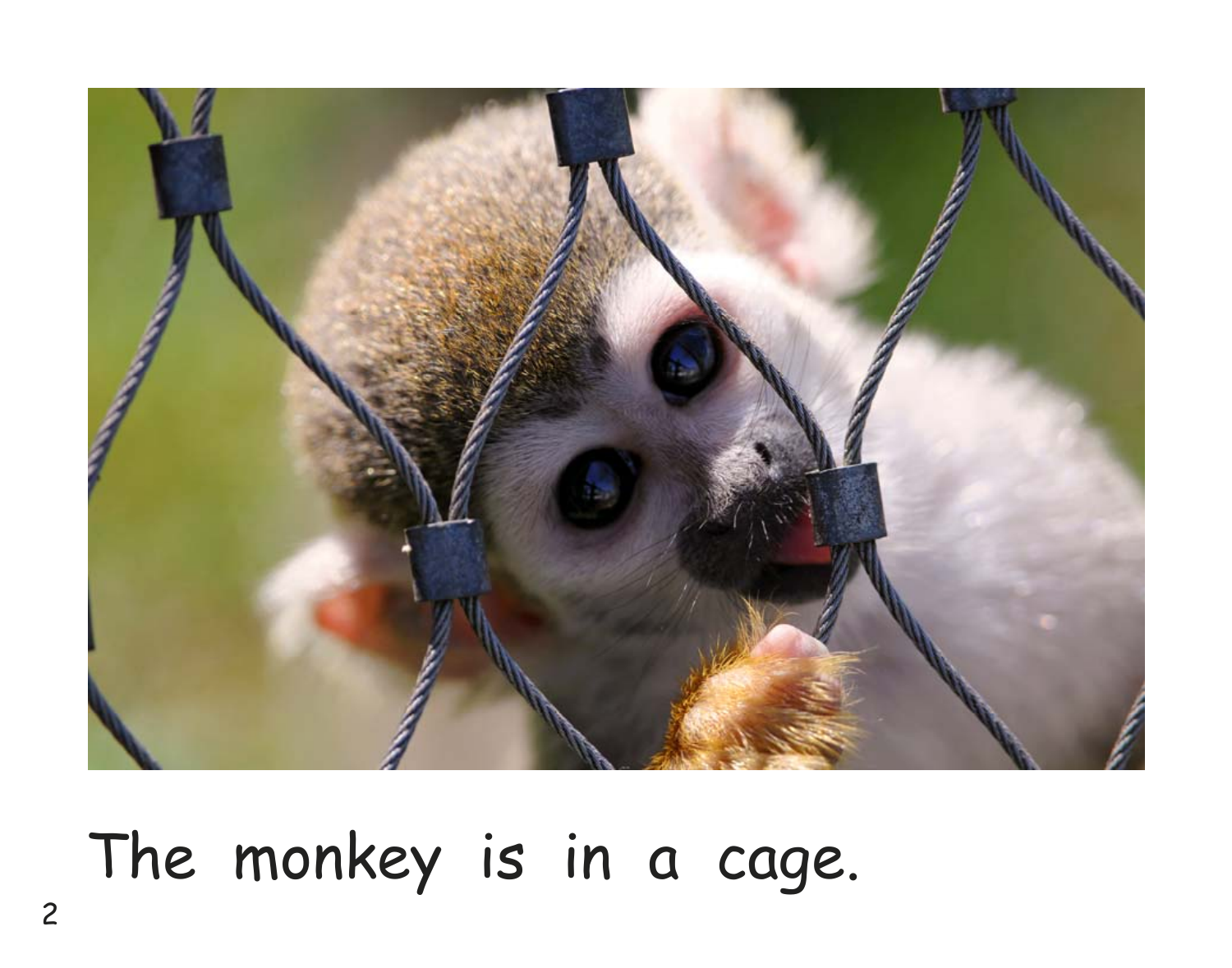The monkey is in a cage.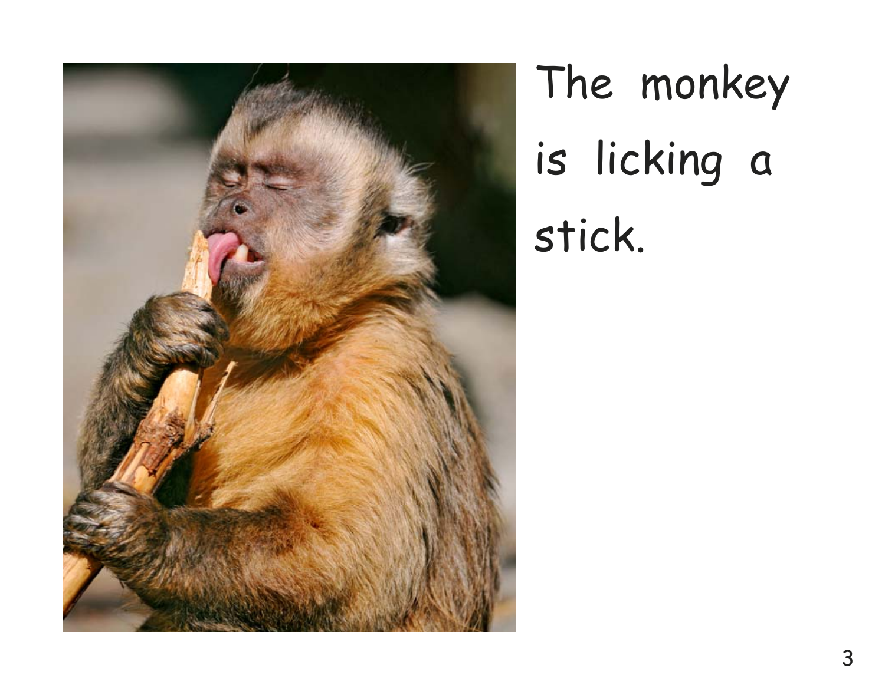The monkey is licking a stick.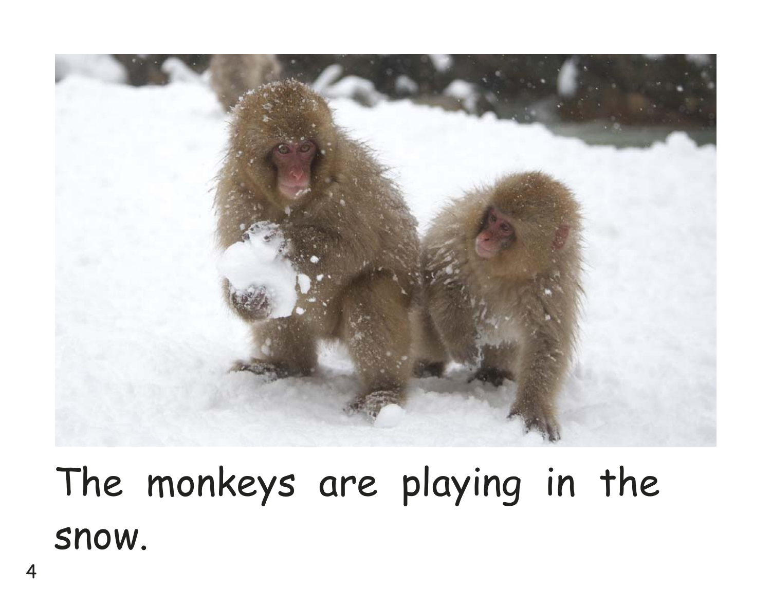The monkeys are playing in the snow.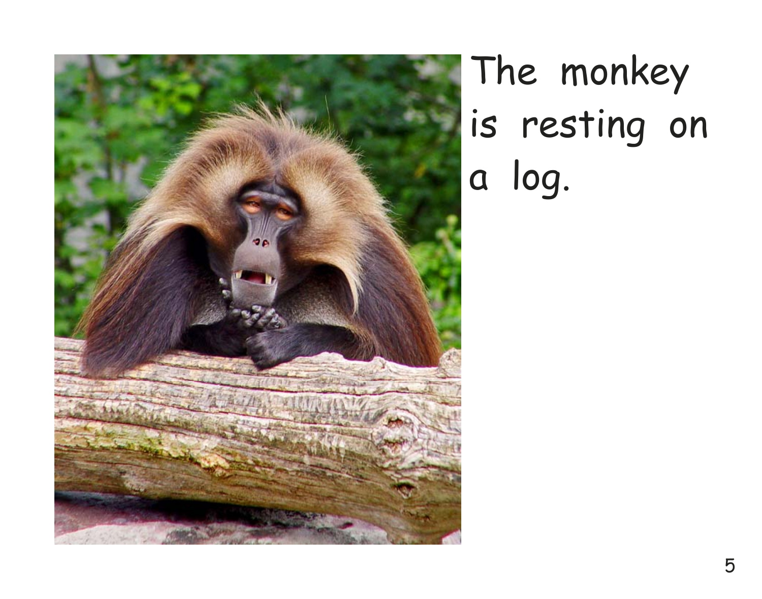The monkey is resting on a log.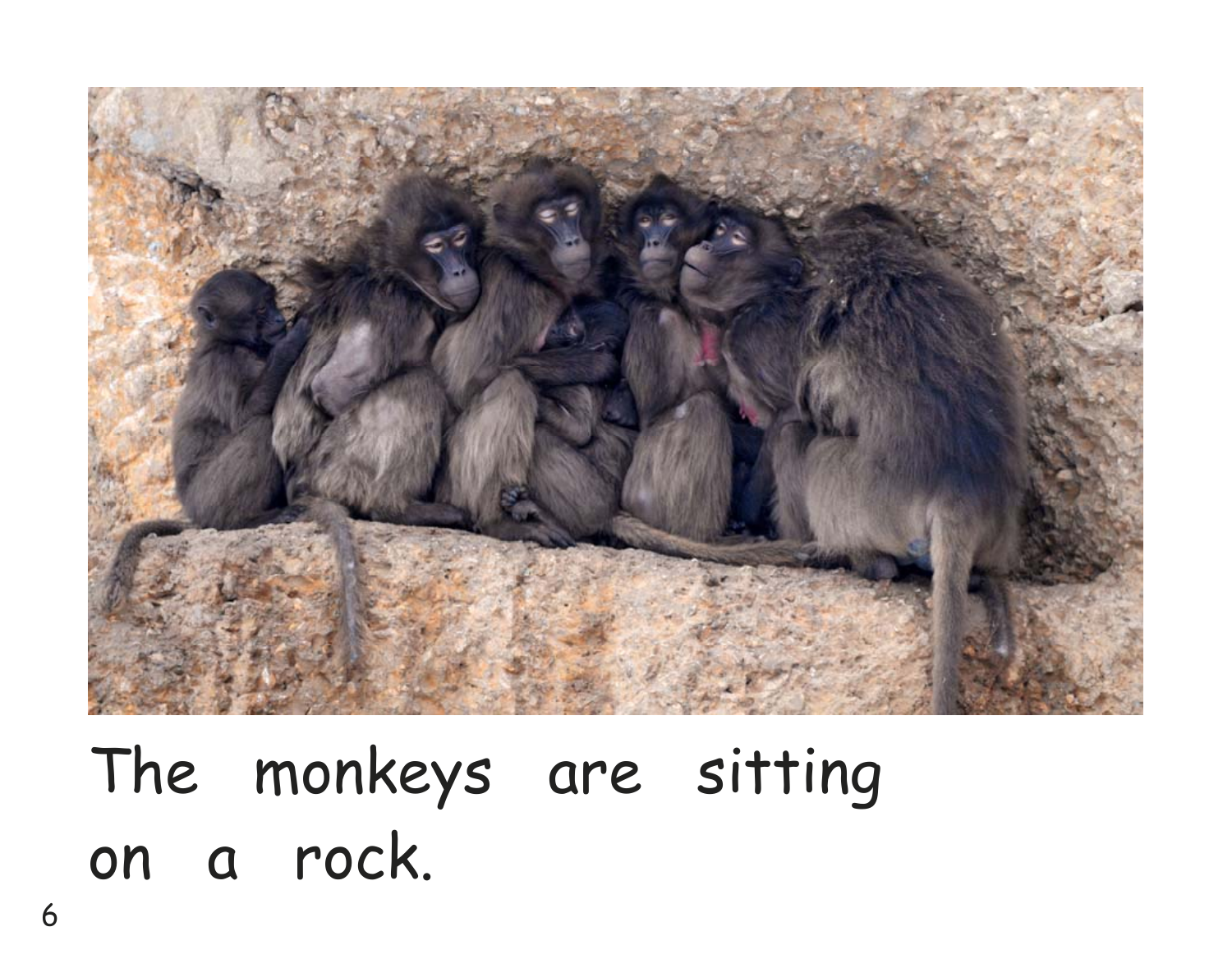The monkeys are sitting on a rock.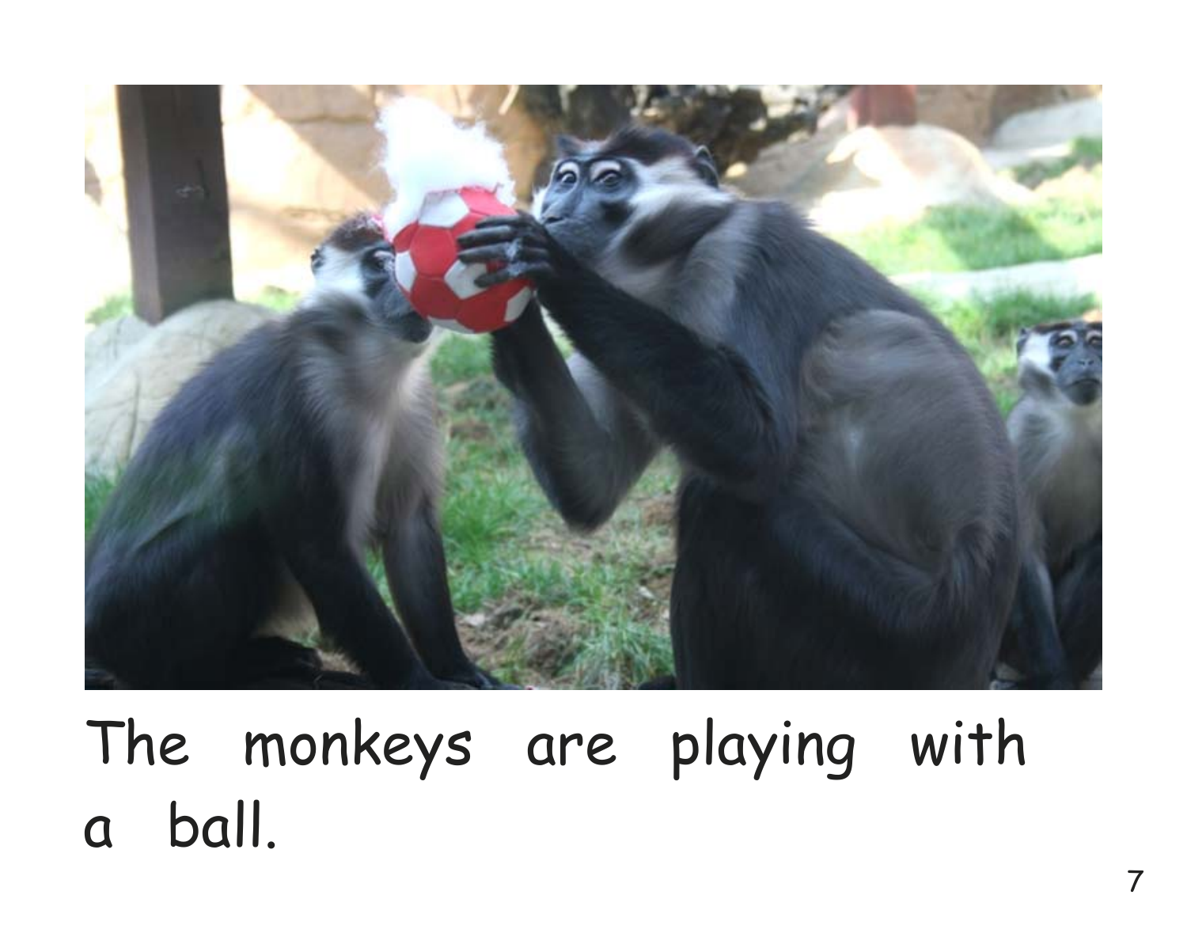The monkeys are playing with a ball.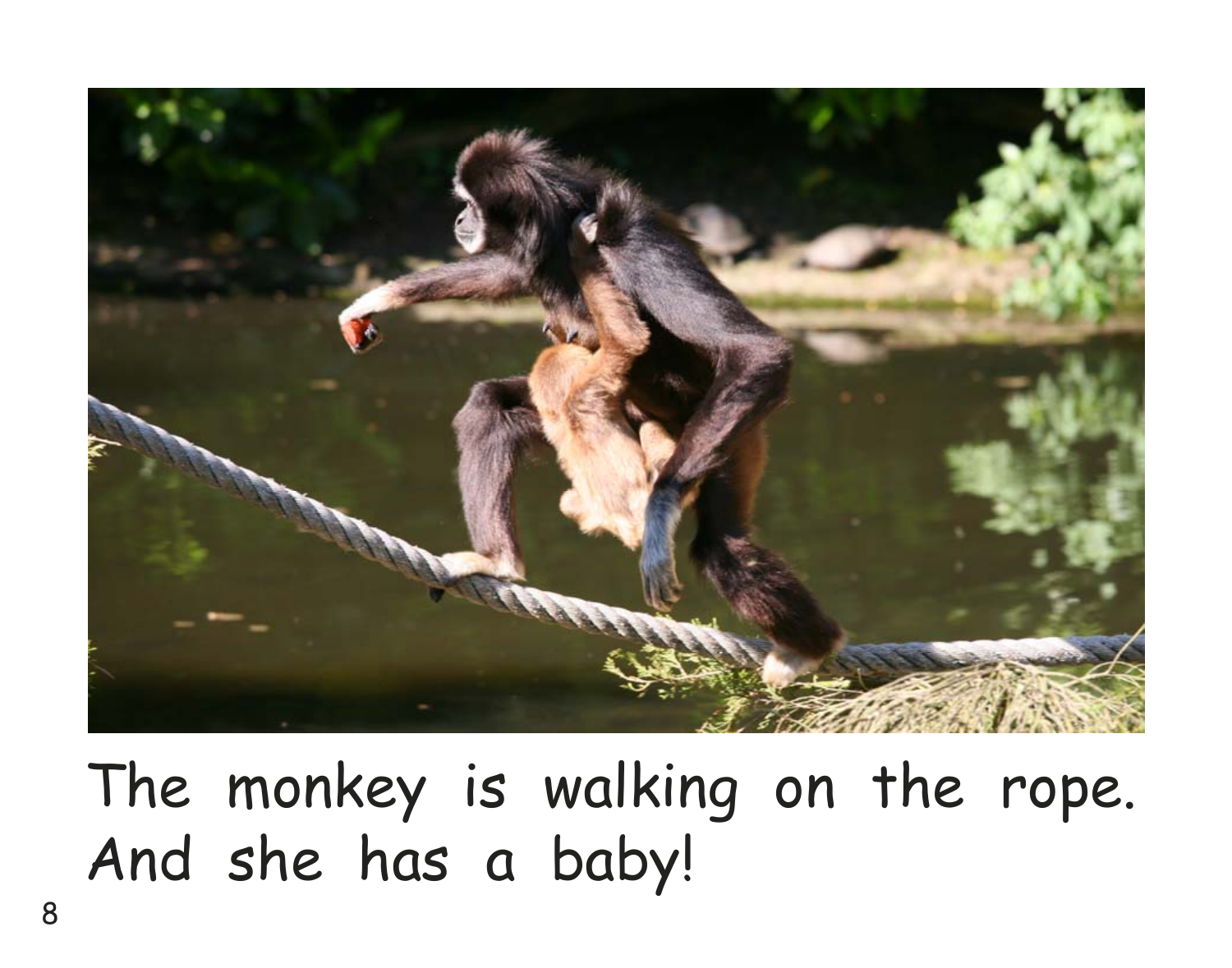The monkey is walking on the rope. And she has a baby!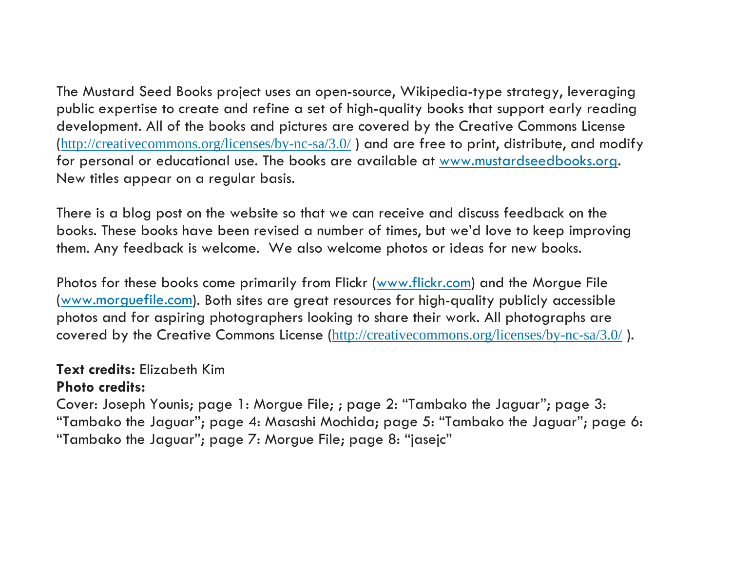The Mustard Seed Books project uses an open-source, Wikipedia-type strategy, leveraging public expertise to create and refine a set of high-quality books that support early reading development. All of the books and pictures are covered by the Creative Commons License (http://creativecommons.org/licenses/by-nc-sa/3.0/ ) and are free to print, distribute, and modify for personal or educational use. The books are available at www.mustardseedbooks.org. New titles appear on a regular basis.

There is a blog post on the website so that we can receive and discuss feedback on the books. These books have been revised a number of times, but we'd love to keep improving them. Any feedback is welcome. We also welcome photos or ideas for new books.

Photos for these books come primarily from Flickr (www.flickr.com) and the Morgue File (www.morguefile.com). Both sites are great resources for high-quality publicly accessible photos and for aspiring photographers looking to share their work. All photographs are covered by the Creative Commons License (http://creativecommons.org/licenses/by-nc-sa/3.0/ ).

**Text credits:** Elizabeth Kim
**Photo credits:**
Cover: Joseph Younis; page 1: Morgue File; ; page 2: "Tambako the Jaguar"; page 3: "Tambako the Jaguar"; page 4: Masashi Mochida; page 5: "Tambako the Jaguar"; page 6: "Tambako the Jaguar"; page 7: Morgue File; page 8: "jasejc"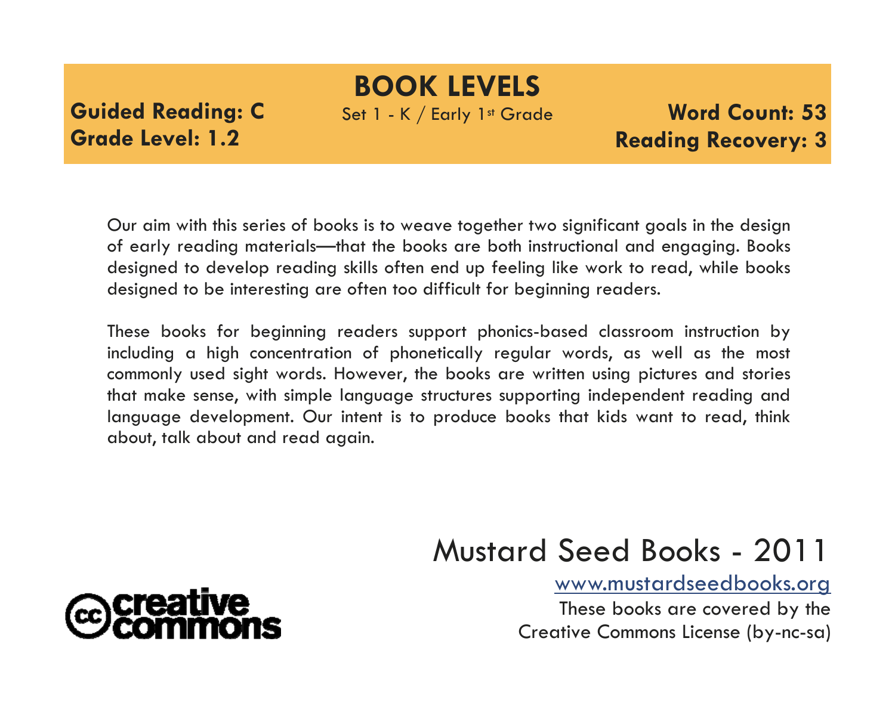# BOOK LEVELS

Set 1 - K / Early 1st Grade

**Guided Reading: C**
**Grade Level: 1.2**

**Word Count: 53**
**Reading Recovery: 3**

Our aim with this series of books is to weave together two significant goals in the design of early reading materials—that the books are both instructional and engaging. Books designed to develop reading skills often end up feeling like work to read, while books designed to be interesting are often too difficult for beginning readers.

These books for beginning readers support phonics-based classroom instruction by including a high concentration of phonetically regular words, as well as the most commonly used sight words. However, the books are written using pictures and stories that make sense, with simple language structures supporting independent reading and language development. Our intent is to produce books that kids want to read, think about, talk about and read again.

creative commons

Mustard Seed Books - 2011

www.mustardseedbooks.org

These books are covered by the Creative Commons License (by-nc-sa)